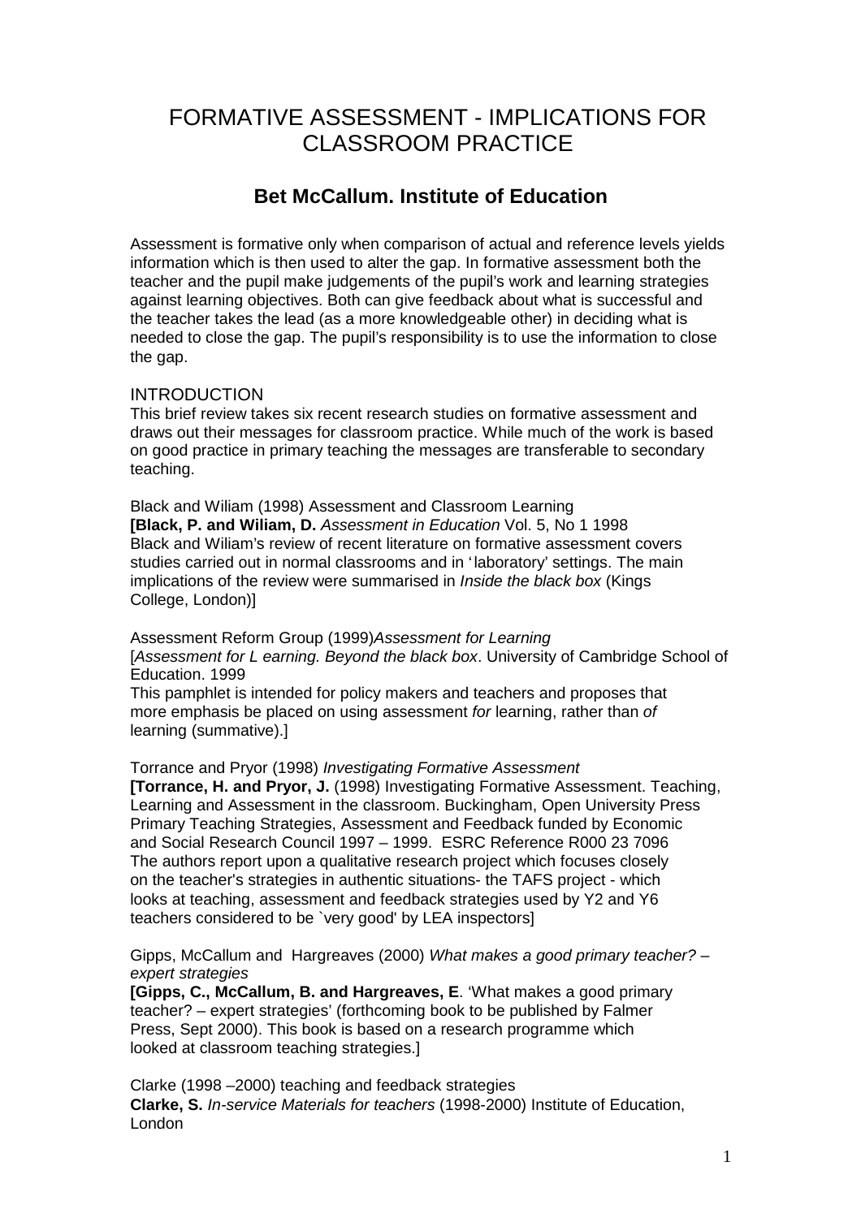# FORMATIVE ASSESSMENT - IMPLICATIONS FOR CLASSROOM PRACTICE

## Bet McCallum. Institute of Education

Assessment is formative only when comparison of actual and reference levels yields information which is then used to alter the gap. In formative assessment both the teacher and the pupil make judgements of the pupil's work and learning strategies against learning objectives. Both can give feedback about what is successful and the teacher takes the lead (as a more knowledgeable other) in deciding what is needed to close the gap. The pupil's responsibility is to use the information to close the gap.

### INTRODUCTION

This brief review takes six recent research studies on formative assessment and draws out their messages for classroom practice. While much of the work is based on good practice in primary teaching the messages are transferable to secondary teaching.

Black and Wiliam (1998) Assessment and Classroom Learning
**[Black, P. and Wiliam, D.** *Assessment in Education* Vol. 5, No 1 1998
Black and Wiliam's review of recent literature on formative assessment covers studies carried out in normal classrooms and in 'laboratory' settings. The main implications of the review were summarised in *Inside the black box* (Kings College, London)]

Assessment Reform Group (1999)*Assessment for Learning*
[*Assessment for L earning. Beyond the black box*. University of Cambridge School of Education. 1999
This pamphlet is intended for policy makers and teachers and proposes that more emphasis be placed on using assessment *for* learning, rather than *of* learning (summative).]

Torrance and Pryor (1998) *Investigating Formative Assessment*
**[Torrance, H. and Pryor, J.** (1998) Investigating Formative Assessment. Teaching, Learning and Assessment in the classroom. Buckingham, Open University Press
Primary Teaching Strategies, Assessment and Feedback funded by Economic and Social Research Council 1997 – 1999. ESRC Reference R000 23 7096
The authors report upon a qualitative research project which focuses closely on the teacher's strategies in authentic situations- the TAFS project - which looks at teaching, assessment and feedback strategies used by Y2 and Y6 teachers considered to be `very good' by LEA inspectors]

Gipps, McCallum and Hargreaves (2000) *What makes a good primary teacher? – expert strategies*
**[Gipps, C., McCallum, B. and Hargreaves, E**. 'What makes a good primary teacher? – expert strategies' (forthcoming book to be published by Falmer Press, Sept 2000). This book is based on a research programme which looked at classroom teaching strategies.]

Clarke (1998 –2000) teaching and feedback strategies
**Clarke, S.** *In-service Materials for teachers* (1998-2000) Institute of Education, London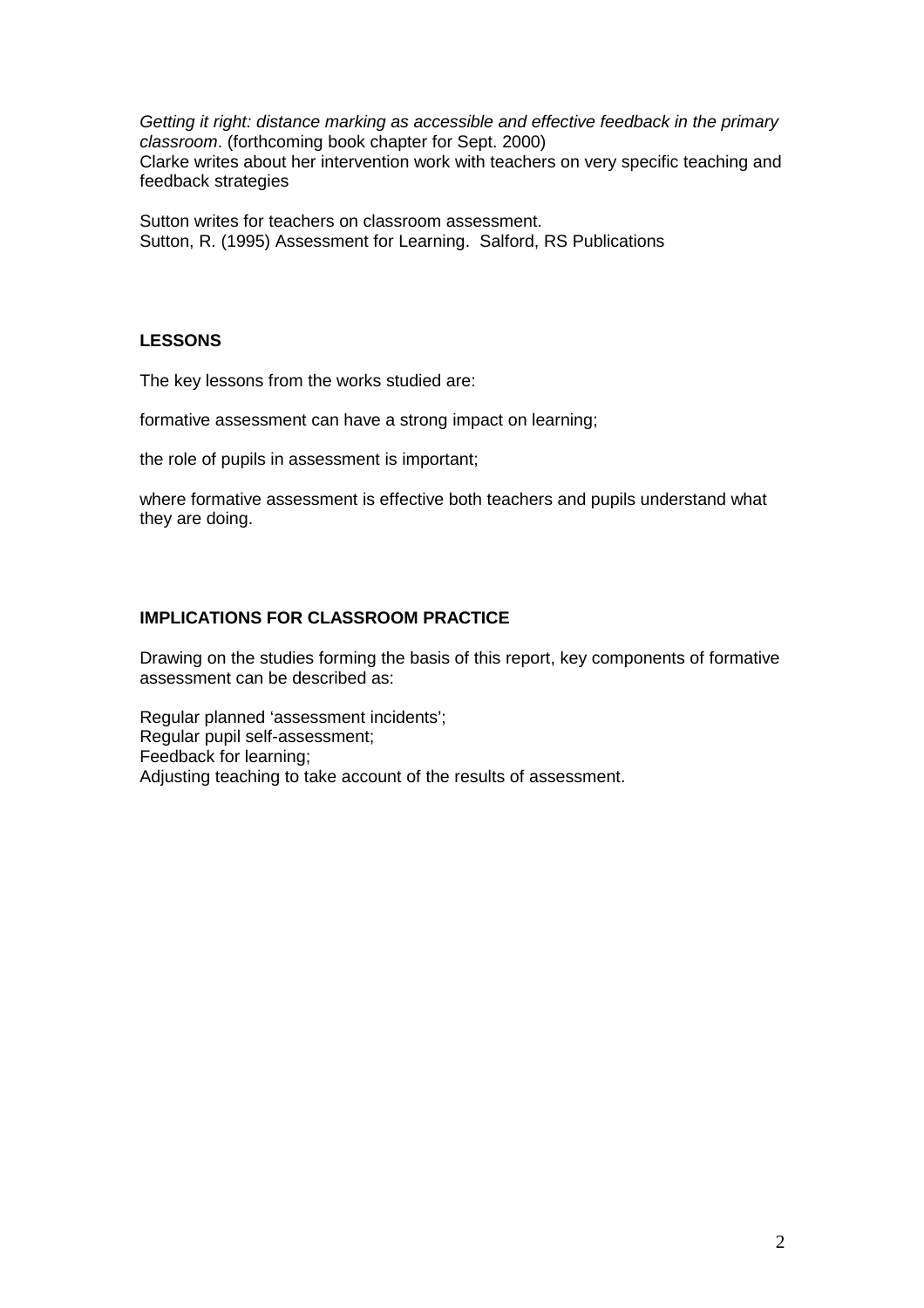*Getting it right: distance marking as accessible and effective feedback in the primary classroom*. (forthcoming book chapter for Sept. 2000)
Clarke writes about her intervention work with teachers on very specific teaching and feedback strategies

Sutton writes for teachers on classroom assessment.
Sutton, R. (1995) Assessment for Learning. Salford, RS Publications

## LESSONS

The key lessons from the works studied are:

formative assessment can have a strong impact on learning;

the role of pupils in assessment is important;

where formative assessment is effective both teachers and pupils understand what they are doing.

## IMPLICATIONS FOR CLASSROOM PRACTICE

Drawing on the studies forming the basis of this report, key components of formative assessment can be described as:

Regular planned 'assessment incidents';
Regular pupil self-assessment;
Feedback for learning;
Adjusting teaching to take account of the results of assessment.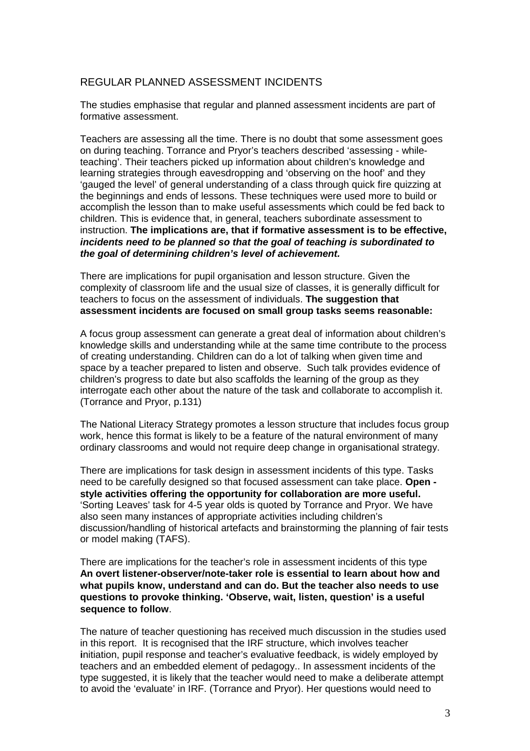## REGULAR PLANNED ASSESSMENT INCIDENTS

The studies emphasise that regular and planned assessment incidents are part of formative assessment.

Teachers are assessing all the time. There is no doubt that some assessment goes on during teaching. Torrance and Pryor's teachers described 'assessing - while-teaching'. Their teachers picked up information about children's knowledge and learning strategies through eavesdropping and 'observing on the hoof' and they 'gauged the level' of general understanding of a class through quick fire quizzing at the beginnings and ends of lessons. These techniques were used more to build or accomplish the lesson than to make useful assessments which could be fed back to children. This is evidence that, in general, teachers subordinate assessment to instruction. **The implications are, that if formative assessment is to be effective, *incidents need to be planned so that the goal of teaching is subordinated to the goal of determining children's level of achievement.***

There are implications for pupil organisation and lesson structure. Given the complexity of classroom life and the usual size of classes, it is generally difficult for teachers to focus on the assessment of individuals. **The suggestion that assessment incidents are focused on small group tasks seems reasonable:**

A focus group assessment can generate a great deal of information about children's knowledge skills and understanding while at the same time contribute to the process of creating understanding. Children can do a lot of talking when given time and space by a teacher prepared to listen and observe. Such talk provides evidence of children's progress to date but also scaffolds the learning of the group as they interrogate each other about the nature of the task and collaborate to accomplish it. (Torrance and Pryor, p.131)

The National Literacy Strategy promotes a lesson structure that includes focus group work, hence this format is likely to be a feature of the natural environment of many ordinary classrooms and would not require deep change in organisational strategy.

There are implications for task design in assessment incidents of this type. Tasks need to be carefully designed so that focused assessment can take place. **Open - style activities offering the opportunity for collaboration are more useful.** 'Sorting Leaves' task for 4-5 year olds is quoted by Torrance and Pryor. We have also seen many instances of appropriate activities including children's discussion/handling of historical artefacts and brainstorming the planning of fair tests or model making (TAFS).

There are implications for the teacher's role in assessment incidents of this type **An overt listener-observer/note-taker role is essential to learn about how and what pupils know, understand and can do. But the teacher also needs to use questions to provoke thinking. 'Observe, wait, listen, question' is a useful sequence to follow**.

The nature of teacher questioning has received much discussion in the studies used in this report. It is recognised that the IRF structure, which involves teacher **i**nitiation, pupil response and teacher's evaluative feedback, is widely employed by teachers and an embedded element of pedagogy.. In assessment incidents of the type suggested, it is likely that the teacher would need to make a deliberate attempt to avoid the 'evaluate' in IRF. (Torrance and Pryor). Her questions would need to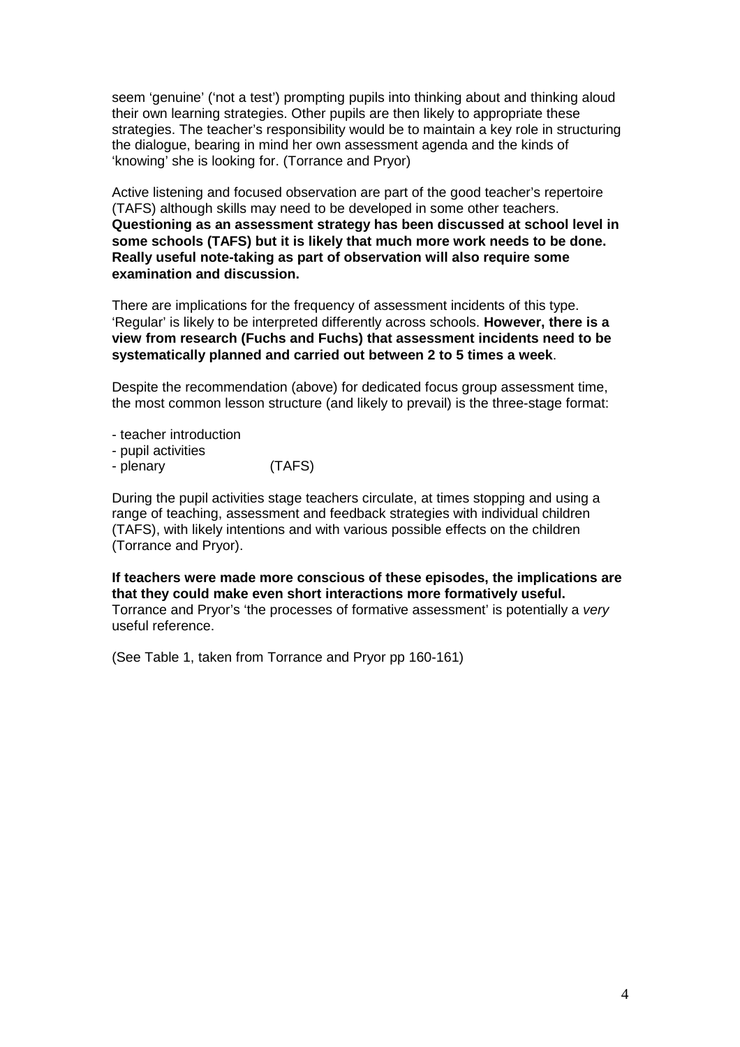seem 'genuine' ('not a test') prompting pupils into thinking about and thinking aloud their own learning strategies. Other pupils are then likely to appropriate these strategies. The teacher's responsibility would be to maintain a key role in structuring the dialogue, bearing in mind her own assessment agenda and the kinds of 'knowing' she is looking for. (Torrance and Pryor)

Active listening and focused observation are part of the good teacher's repertoire (TAFS) although skills may need to be developed in some other teachers. **Questioning as an assessment strategy has been discussed at school level in some schools (TAFS) but it is likely that much more work needs to be done. Really useful note-taking as part of observation will also require some examination and discussion.**

There are implications for the frequency of assessment incidents of this type. 'Regular' is likely to be interpreted differently across schools. **However, there is a view from research (Fuchs and Fuchs) that assessment incidents need to be systematically planned and carried out between 2 to 5 times a week**.

Despite the recommendation (above) for dedicated focus group assessment time, the most common lesson structure (and likely to prevail) is the three-stage format:

- teacher introduction
- pupil activities
- plenary (TAFS)

During the pupil activities stage teachers circulate, at times stopping and using a range of teaching, assessment and feedback strategies with individual children (TAFS), with likely intentions and with various possible effects on the children (Torrance and Pryor).

**If teachers were made more conscious of these episodes, the implications are that they could make even short interactions more formatively useful.** Torrance and Pryor's 'the processes of formative assessment' is potentially a *very* useful reference.

(See Table 1, taken from Torrance and Pryor pp 160-161)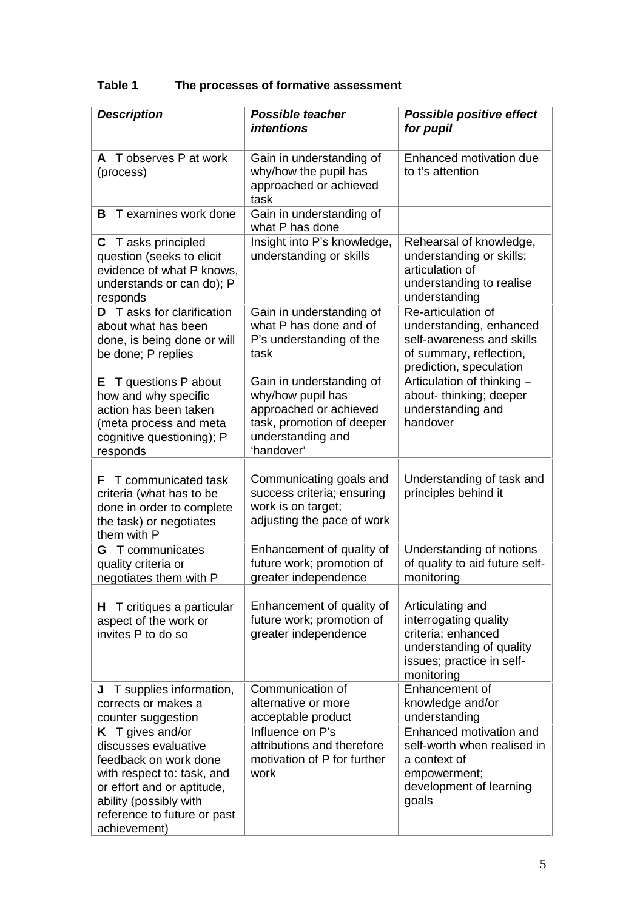**Table 1 The processes of formative assessment**

| ***Description*** | ***Possible teacher intentions*** | ***Possible positive effect for pupil*** |
|---|---|---|
| **A** T observes P at work (process) | Gain in understanding of why/how the pupil has approached or achieved task | Enhanced motivation due to t's attention |
| **B** T examines work done | Gain in understanding of what P has done | |
| **C** T asks principled question (seeks to elicit evidence of what P knows, understands or can do); P responds | Insight into P's knowledge, understanding or skills | Rehearsal of knowledge, understanding or skills; articulation of understanding to realise understanding |
| **D** T asks for clarification about what has been done, is being done or will be done; P replies | Gain in understanding of what P has done and of P's understanding of the task | Re-articulation of understanding, enhanced self-awareness and skills of summary, reflection, prediction, speculation |
| **E** T questions P about how and why specific action has been taken (meta process and meta cognitive questioning); P responds | Gain in understanding of why/how pupil has approached or achieved task, promotion of deeper understanding and 'handover' | Articulation of thinking – about- thinking; deeper understanding and handover |
| **F** T communicated task criteria (what has to be done in order to complete the task) or negotiates them with P | Communicating goals and success criteria; ensuring work is on target; adjusting the pace of work | Understanding of task and principles behind it |
| **G** T communicates quality criteria or negotiates them with P | Enhancement of quality of future work; promotion of greater independence | Understanding of notions of quality to aid future self-monitoring |
| **H** T critiques a particular aspect of the work or invites P to do so | Enhancement of quality of future work; promotion of greater independence | Articulating and interrogating quality criteria; enhanced understanding of quality issues; practice in self-monitoring |
| **J** T supplies information, corrects or makes a counter suggestion | Communication of alternative or more acceptable product | Enhancement of knowledge and/or understanding |
| **K** T gives and/or discusses evaluative feedback on work done with respect to: task, and or effort and or aptitude, ability (possibly with reference to future or past achievement) | Influence on P's attributions and therefore motivation of P for further work | Enhanced motivation and self-worth when realised in a context of empowerment; development of learning goals |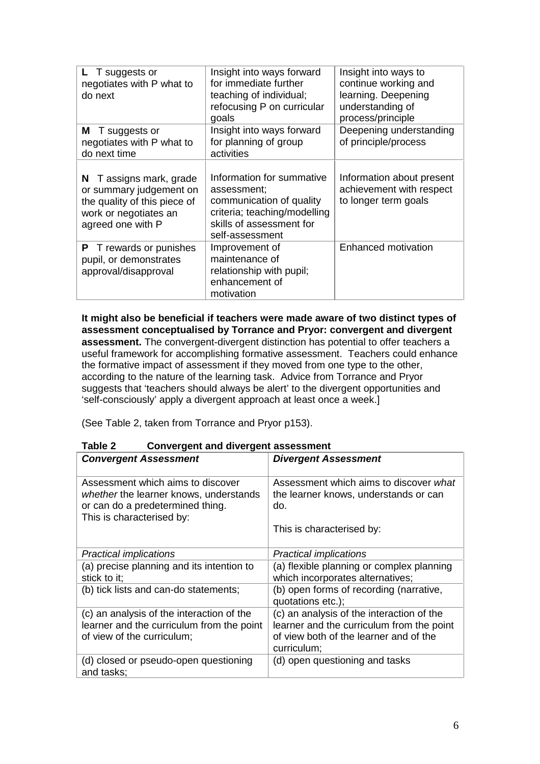| | | |
|---|---|---|
| **L** T suggests or negotiates with P what to do next | Insight into ways forward for immediate further teaching of individual; refocusing P on curricular goals | Insight into ways to continue working and learning. Deepening understanding of process/principle |
| **M** T suggests or negotiates with P what to do next time | Insight into ways forward for planning of group activities | Deepening understanding of principle/process |
| **N** T assigns mark, grade or summary judgement on the quality of this piece of work or negotiates an agreed one with P | Information for summative assessment; communication of quality criteria; teaching/modelling skills of assessment for self-assessment | Information about present achievement with respect to longer term goals |
| **P** T rewards or punishes pupil, or demonstrates approval/disapproval | Improvement of maintenance of relationship with pupil; enhancement of motivation | Enhanced motivation |

**It might also be beneficial if teachers were made aware of two distinct types of assessment conceptualised by Torrance and Pryor: convergent and divergent assessment.** The convergent-divergent distinction has potential to offer teachers a useful framework for accomplishing formative assessment. Teachers could enhance the formative impact of assessment if they moved from one type to the other, according to the nature of the learning task. Advice from Torrance and Pryor suggests that 'teachers should always be alert' to the divergent opportunities and 'self-consciously' apply a divergent approach at least once a week.]

(See Table 2, taken from Torrance and Pryor p153).

**Table 2 Convergent and divergent assessment**

| ***Convergent Assessment*** | ***Divergent Assessment*** |
|---|---|
| Assessment which aims to discover *whether* the learner knows, understands or can do a predetermined thing. This is characterised by: | Assessment which aims to discover *what* the learner knows, understands or can do.<br><br>This is characterised by: |
| *Practical implications* | *Practical implications* |
| (a) precise planning and its intention to stick to it; | (a) flexible planning or complex planning which incorporates alternatives; |
| (b) tick lists and can-do statements; | (b) open forms of recording (narrative, quotations etc.); |
| (c) an analysis of the interaction of the learner and the curriculum from the point of view of the curriculum; | (c) an analysis of the interaction of the learner and the curriculum from the point of view both of the learner and of the curriculum; |
| (d) closed or pseudo-open questioning and tasks; | (d) open questioning and tasks |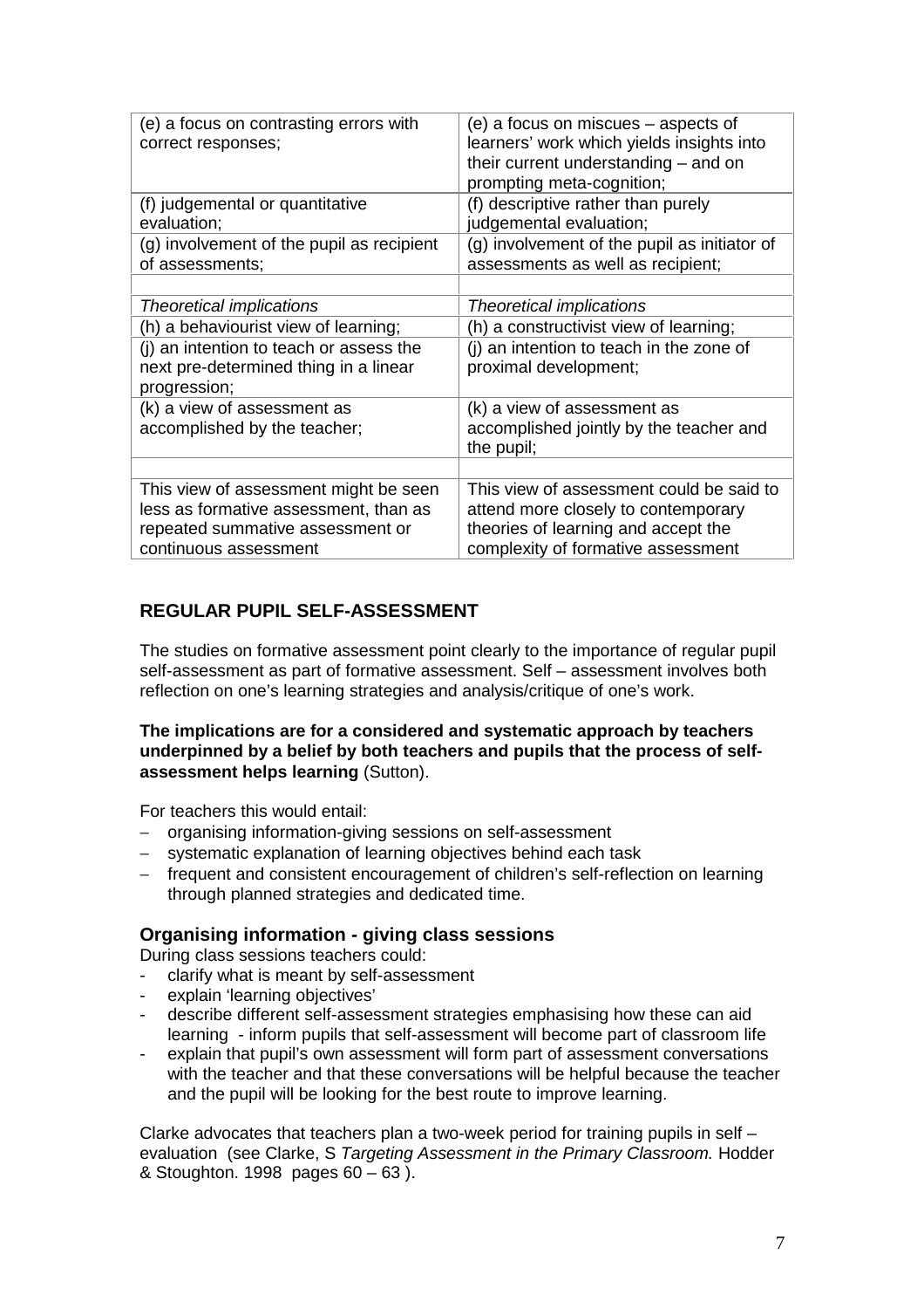| (e) a focus on contrasting errors with correct responses; | (e) a focus on miscues – aspects of learners' work which yields insights into their current understanding – and on prompting meta-cognition; |
|---|---|
| (f) judgemental or quantitative evaluation; | (f) descriptive rather than purely judgemental evaluation; |
| (g) involvement of the pupil as recipient of assessments; | (g) involvement of the pupil as initiator of assessments as well as recipient; |
| | |
| *Theoretical implications* | *Theoretical implications* |
| (h) a behaviourist view of learning; | (h) a constructivist view of learning; |
| (j) an intention to teach or assess the next pre-determined thing in a linear progression; | (j) an intention to teach in the zone of proximal development; |
| (k) a view of assessment as accomplished by the teacher; | (k) a view of assessment as accomplished jointly by the teacher and the pupil; |
| | |
| This view of assessment might be seen less as formative assessment, than as repeated summative assessment or continuous assessment | This view of assessment could be said to attend more closely to contemporary theories of learning and accept the complexity of formative assessment |

## REGULAR PUPIL SELF-ASSESSMENT

The studies on formative assessment point clearly to the importance of regular pupil self-assessment as part of formative assessment. Self – assessment involves both reflection on one's learning strategies and analysis/critique of one's work.

**The implications are for a considered and systematic approach by teachers underpinned by a belief by both teachers and pupils that the process of self-assessment helps learning** (Sutton).

For teachers this would entail:

- organising information-giving sessions on self-assessment
- systematic explanation of learning objectives behind each task
- frequent and consistent encouragement of children's self-reflection on learning through planned strategies and dedicated time.

### Organising information - giving class sessions

During class sessions teachers could:

- clarify what is meant by self-assessment
- explain 'learning objectives'
- describe different self-assessment strategies emphasising how these can aid learning - inform pupils that self-assessment will become part of classroom life
- explain that pupil's own assessment will form part of assessment conversations with the teacher and that these conversations will be helpful because the teacher and the pupil will be looking for the best route to improve learning.

Clarke advocates that teachers plan a two-week period for training pupils in self – evaluation (see Clarke, S *Targeting Assessment in the Primary Classroom.* Hodder & Stoughton. 1998 pages 60 – 63 ).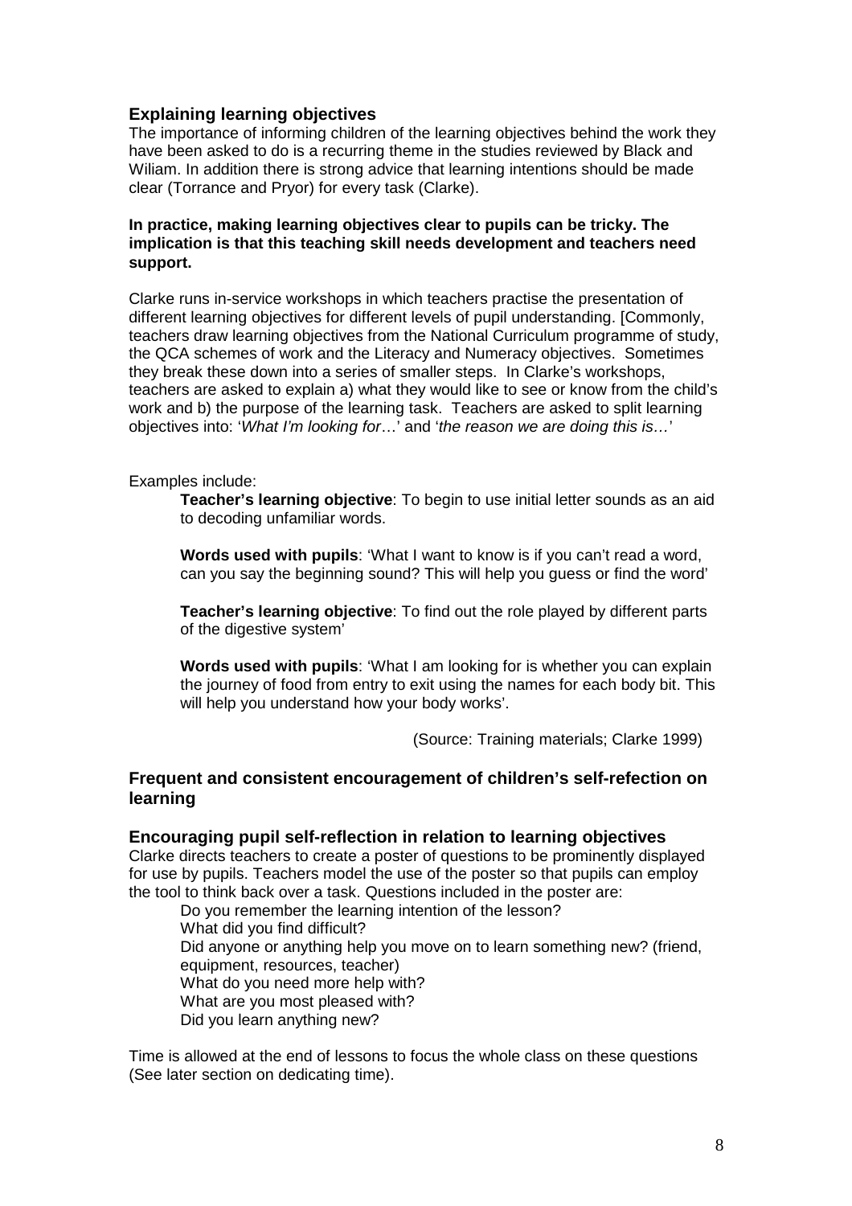### Explaining learning objectives

The importance of informing children of the learning objectives behind the work they have been asked to do is a recurring theme in the studies reviewed by Black and Wiliam. In addition there is strong advice that learning intentions should be made clear (Torrance and Pryor) for every task (Clarke).

**In practice, making learning objectives clear to pupils can be tricky. The implication is that this teaching skill needs development and teachers need support.**

Clarke runs in-service workshops in which teachers practise the presentation of different learning objectives for different levels of pupil understanding. [Commonly, teachers draw learning objectives from the National Curriculum programme of study, the QCA schemes of work and the Literacy and Numeracy objectives. Sometimes they break these down into a series of smaller steps. In Clarke's workshops, teachers are asked to explain a) what they would like to see or know from the child's work and b) the purpose of the learning task. Teachers are asked to split learning objectives into: '*What I'm looking for*…' and '*the reason we are doing this is…*'

Examples include:

> **Teacher's learning objective**: To begin to use initial letter sounds as an aid to decoding unfamiliar words.
>
> **Words used with pupils**: 'What I want to know is if you can't read a word, can you say the beginning sound? This will help you guess or find the word'
>
> **Teacher's learning objective**: To find out the role played by different parts of the digestive system'
>
> **Words used with pupils**: 'What I am looking for is whether you can explain the journey of food from entry to exit using the names for each body bit. This will help you understand how your body works'.
>
> (Source: Training materials; Clarke 1999)

## Frequent and consistent encouragement of children's self-refection on learning

### Encouraging pupil self-reflection in relation to learning objectives

Clarke directs teachers to create a poster of questions to be prominently displayed for use by pupils. Teachers model the use of the poster so that pupils can employ the tool to think back over a task. Questions included in the poster are:

> Do you remember the learning intention of the lesson?
> What did you find difficult?
> Did anyone or anything help you move on to learn something new? (friend, equipment, resources, teacher)
> What do you need more help with?
> What are you most pleased with?
> Did you learn anything new?

Time is allowed at the end of lessons to focus the whole class on these questions (See later section on dedicating time).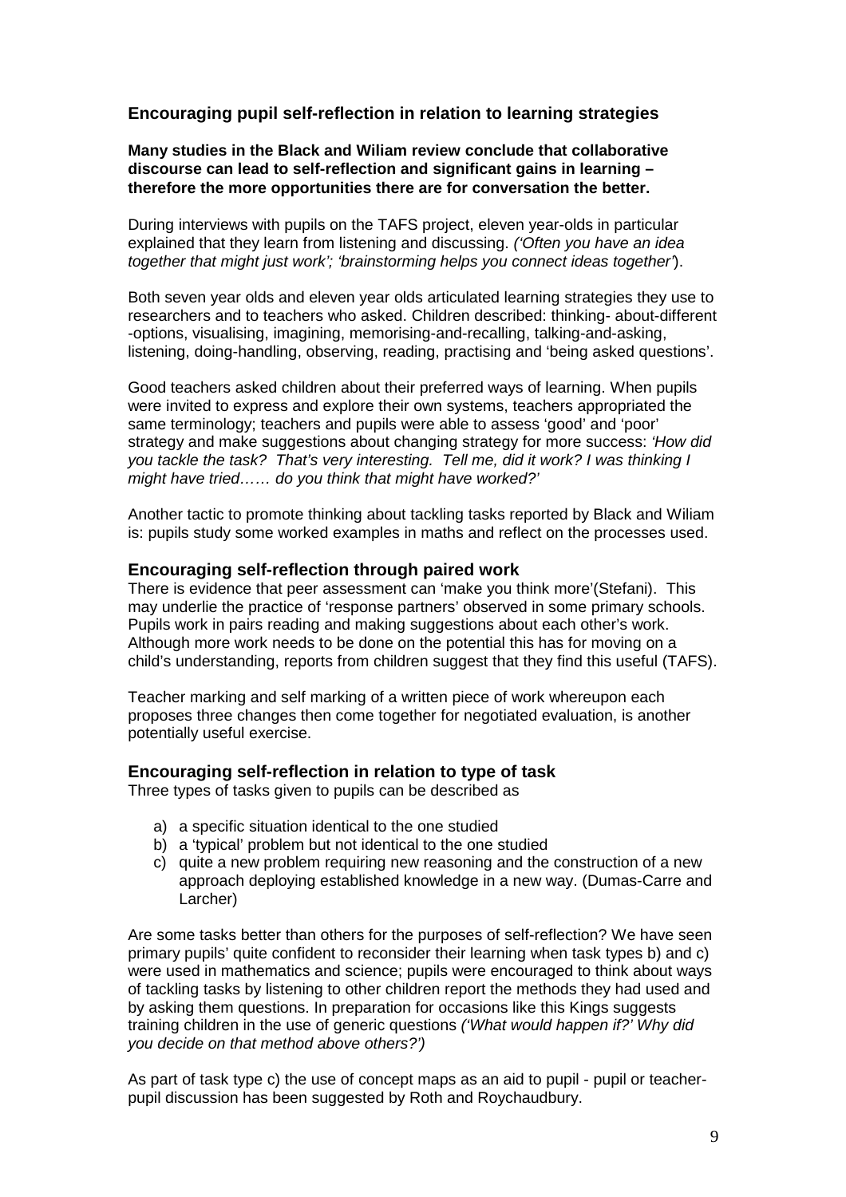## Encouraging pupil self-reflection in relation to learning strategies

**Many studies in the Black and Wiliam review conclude that collaborative discourse can lead to self-reflection and significant gains in learning – therefore the more opportunities there are for conversation the better.**

During interviews with pupils on the TAFS project, eleven year-olds in particular explained that they learn from listening and discussing. *('Often you have an idea together that might just work'; 'brainstorming helps you connect ideas together'*).

Both seven year olds and eleven year olds articulated learning strategies they use to researchers and to teachers who asked. Children described: thinking- about-different -options, visualising, imagining, memorising-and-recalling, talking-and-asking, listening, doing-handling, observing, reading, practising and 'being asked questions'.

Good teachers asked children about their preferred ways of learning. When pupils were invited to express and explore their own systems, teachers appropriated the same terminology; teachers and pupils were able to assess 'good' and 'poor' strategy and make suggestions about changing strategy for more success: *'How did you tackle the task? That's very interesting. Tell me, did it work? I was thinking I might have tried…… do you think that might have worked?'*

Another tactic to promote thinking about tackling tasks reported by Black and Wiliam is: pupils study some worked examples in maths and reflect on the processes used.

## Encouraging self-reflection through paired work

There is evidence that peer assessment can 'make you think more'(Stefani). This may underlie the practice of 'response partners' observed in some primary schools. Pupils work in pairs reading and making suggestions about each other's work. Although more work needs to be done on the potential this has for moving on a child's understanding, reports from children suggest that they find this useful (TAFS).

Teacher marking and self marking of a written piece of work whereupon each proposes three changes then come together for negotiated evaluation, is another potentially useful exercise.

## Encouraging self-reflection in relation to type of task

Three types of tasks given to pupils can be described as

a) a specific situation identical to the one studied
b) a 'typical' problem but not identical to the one studied
c) quite a new problem requiring new reasoning and the construction of a new approach deploying established knowledge in a new way. (Dumas-Carre and Larcher)

Are some tasks better than others for the purposes of self-reflection? We have seen primary pupils' quite confident to reconsider their learning when task types b) and c) were used in mathematics and science; pupils were encouraged to think about ways of tackling tasks by listening to other children report the methods they had used and by asking them questions. In preparation for occasions like this Kings suggests training children in the use of generic questions *('What would happen if?' Why did you decide on that method above others?')*

As part of task type c) the use of concept maps as an aid to pupil - pupil or teacher-pupil discussion has been suggested by Roth and Roychaudbury.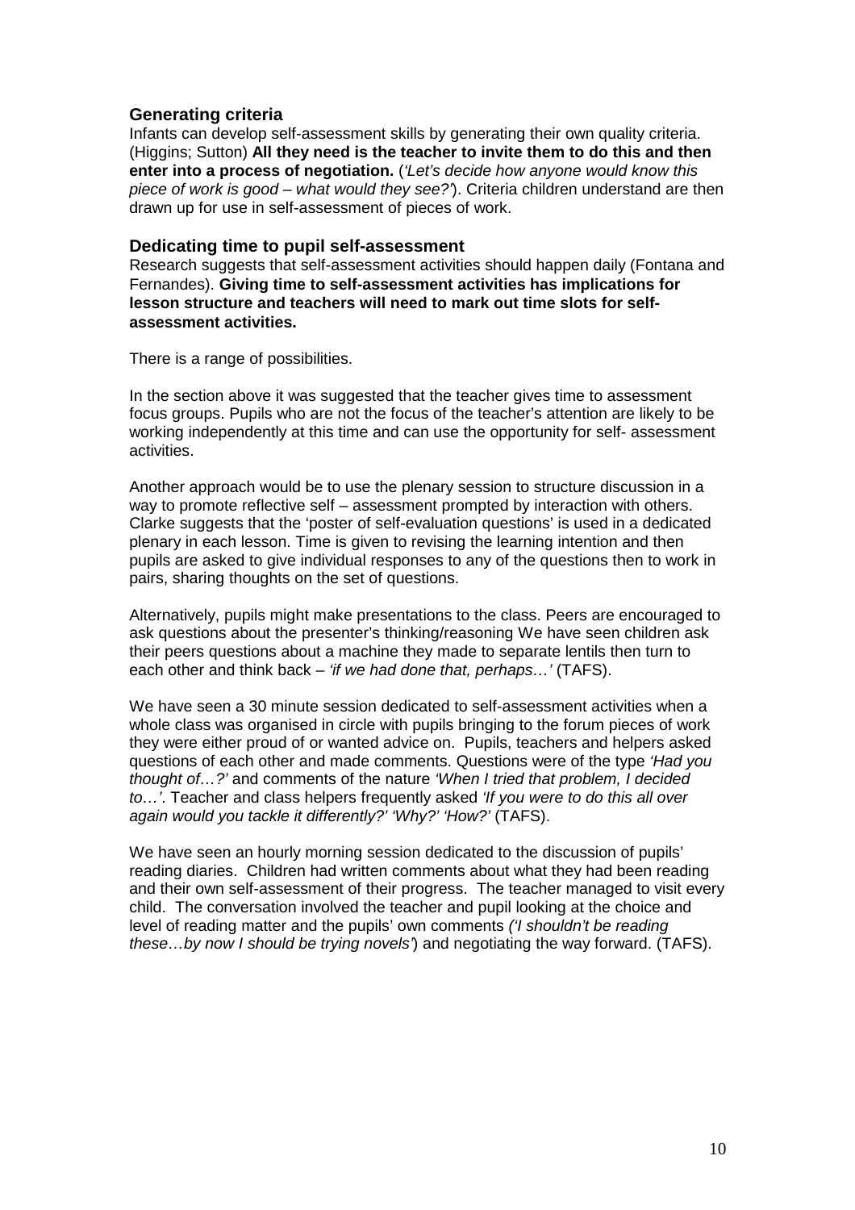### Generating criteria

Infants can develop self-assessment skills by generating their own quality criteria. (Higgins; Sutton) **All they need is the teacher to invite them to do this and then enter into a process of negotiation.** (*'Let's decide how anyone would know this piece of work is good – what would they see?'*). Criteria children understand are then drawn up for use in self-assessment of pieces of work.

### Dedicating time to pupil self-assessment

Research suggests that self-assessment activities should happen daily (Fontana and Fernandes). **Giving time to self-assessment activities has implications for lesson structure and teachers will need to mark out time slots for self-assessment activities.**

There is a range of possibilities.

In the section above it was suggested that the teacher gives time to assessment focus groups. Pupils who are not the focus of the teacher's attention are likely to be working independently at this time and can use the opportunity for self- assessment activities.

Another approach would be to use the plenary session to structure discussion in a way to promote reflective self – assessment prompted by interaction with others. Clarke suggests that the 'poster of self-evaluation questions' is used in a dedicated plenary in each lesson. Time is given to revising the learning intention and then pupils are asked to give individual responses to any of the questions then to work in pairs, sharing thoughts on the set of questions.

Alternatively, pupils might make presentations to the class. Peers are encouraged to ask questions about the presenter's thinking/reasoning We have seen children ask their peers questions about a machine they made to separate lentils then turn to each other and think back – *'if we had done that, perhaps…'* (TAFS).

We have seen a 30 minute session dedicated to self-assessment activities when a whole class was organised in circle with pupils bringing to the forum pieces of work they were either proud of or wanted advice on. Pupils, teachers and helpers asked questions of each other and made comments. Questions were of the type *'Had you thought of…?'* and comments of the nature *'When I tried that problem, I decided to…'*. Teacher and class helpers frequently asked *'If you were to do this all over again would you tackle it differently?' 'Why?' 'How?'* (TAFS).

We have seen an hourly morning session dedicated to the discussion of pupils' reading diaries. Children had written comments about what they had been reading and their own self-assessment of their progress. The teacher managed to visit every child. The conversation involved the teacher and pupil looking at the choice and level of reading matter and the pupils' own comments *('I shouldn't be reading these…by now I should be trying novels'*) and negotiating the way forward. (TAFS).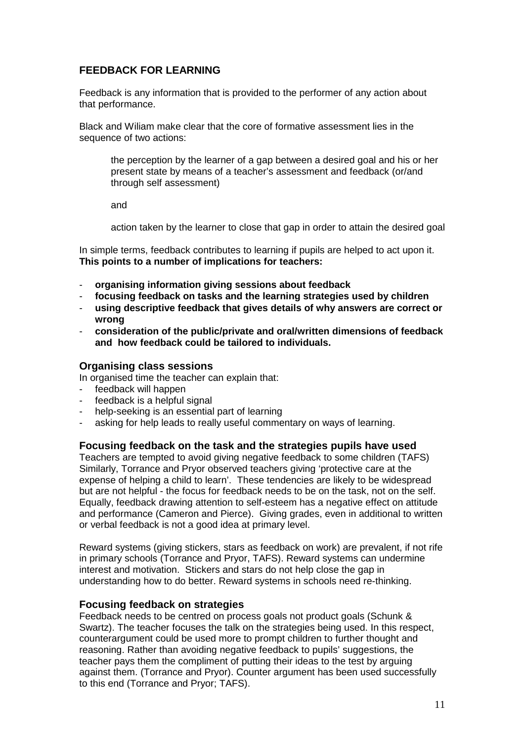## FEEDBACK FOR LEARNING

Feedback is any information that is provided to the performer of any action about that performance.

Black and Wiliam make clear that the core of formative assessment lies in the sequence of two actions:

> the perception by the learner of a gap between a desired goal and his or her present state by means of a teacher's assessment and feedback (or/and through self assessment)
>
> and
>
> action taken by the learner to close that gap in order to attain the desired goal

In simple terms, feedback contributes to learning if pupils are helped to act upon it. **This points to a number of implications for teachers:**

- **organising information giving sessions about feedback**
- **focusing feedback on tasks and the learning strategies used by children**
- **using descriptive feedback that gives details of why answers are correct or wrong**
- **consideration of the public/private and oral/written dimensions of feedback and how feedback could be tailored to individuals.**

### Organising class sessions

In organised time the teacher can explain that:

- feedback will happen
- feedback is a helpful signal
- help-seeking is an essential part of learning
- asking for help leads to really useful commentary on ways of learning.

### Focusing feedback on the task and the strategies pupils have used

Teachers are tempted to avoid giving negative feedback to some children (TAFS) Similarly, Torrance and Pryor observed teachers giving 'protective care at the expense of helping a child to learn'. These tendencies are likely to be widespread but are not helpful - the focus for feedback needs to be on the task, not on the self. Equally, feedback drawing attention to self-esteem has a negative effect on attitude and performance (Cameron and Pierce). Giving grades, even in additional to written or verbal feedback is not a good idea at primary level.

Reward systems (giving stickers, stars as feedback on work) are prevalent, if not rife in primary schools (Torrance and Pryor, TAFS). Reward systems can undermine interest and motivation. Stickers and stars do not help close the gap in understanding how to do better. Reward systems in schools need re-thinking.

### Focusing feedback on strategies

Feedback needs to be centred on process goals not product goals (Schunk & Swartz). The teacher focuses the talk on the strategies being used. In this respect, counterargument could be used more to prompt children to further thought and reasoning. Rather than avoiding negative feedback to pupils' suggestions, the teacher pays them the compliment of putting their ideas to the test by arguing against them. (Torrance and Pryor). Counter argument has been used successfully to this end (Torrance and Pryor; TAFS).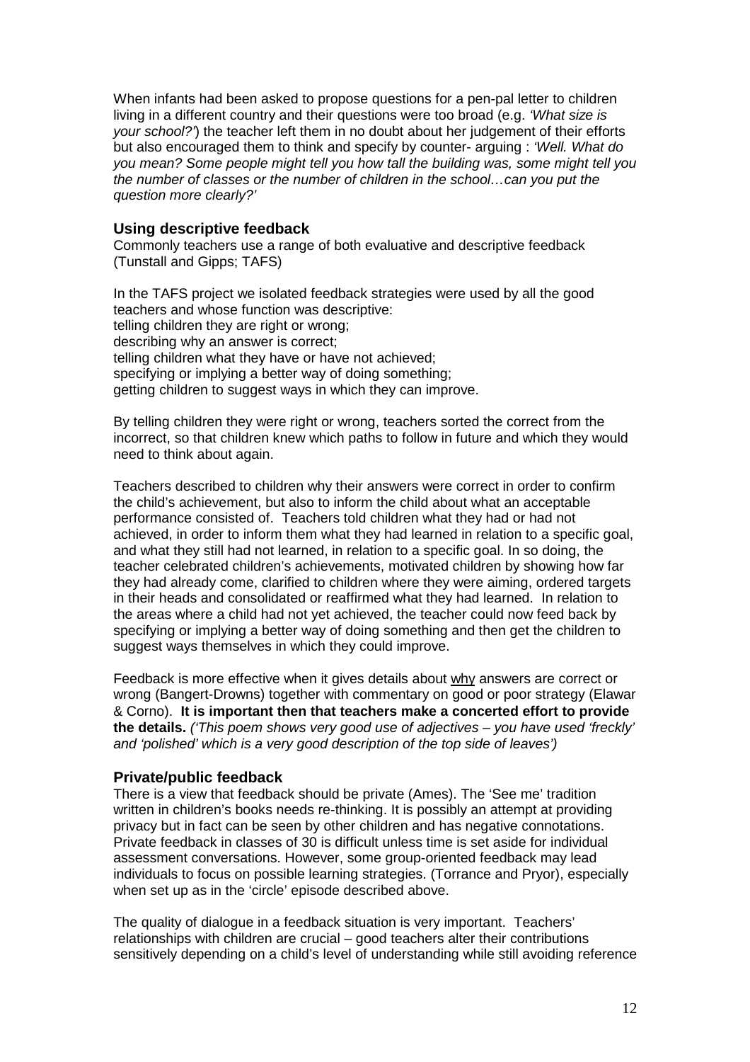When infants had been asked to propose questions for a pen-pal letter to children living in a different country and their questions were too broad (e.g. *'What size is your school?'*) the teacher left them in no doubt about her judgement of their efforts but also encouraged them to think and specify by counter- arguing : *'Well. What do you mean? Some people might tell you how tall the building was, some might tell you the number of classes or the number of children in the school…can you put the question more clearly?'*

### Using descriptive feedback

Commonly teachers use a range of both evaluative and descriptive feedback (Tunstall and Gipps; TAFS)

In the TAFS project we isolated feedback strategies were used by all the good teachers and whose function was descriptive:
telling children they are right or wrong;
describing why an answer is correct;
telling children what they have or have not achieved;
specifying or implying a better way of doing something;
getting children to suggest ways in which they can improve.

By telling children they were right or wrong, teachers sorted the correct from the incorrect, so that children knew which paths to follow in future and which they would need to think about again.

Teachers described to children why their answers were correct in order to confirm the child's achievement, but also to inform the child about what an acceptable performance consisted of. Teachers told children what they had or had not achieved, in order to inform them what they had learned in relation to a specific goal, and what they still had not learned, in relation to a specific goal. In so doing, the teacher celebrated children's achievements, motivated children by showing how far they had already come, clarified to children where they were aiming, ordered targets in their heads and consolidated or reaffirmed what they had learned. In relation to the areas where a child had not yet achieved, the teacher could now feed back by specifying or implying a better way of doing something and then get the children to suggest ways themselves in which they could improve.

Feedback is more effective when it gives details about <u>why</u> answers are correct or wrong (Bangert-Drowns) together with commentary on good or poor strategy (Elawar & Corno). **It is important then that teachers make a concerted effort to provide the details.** *('This poem shows very good use of adjectives – you have used 'freckly' and 'polished' which is a very good description of the top side of leaves')*

### Private/public feedback

There is a view that feedback should be private (Ames). The 'See me' tradition written in children's books needs re-thinking. It is possibly an attempt at providing privacy but in fact can be seen by other children and has negative connotations. Private feedback in classes of 30 is difficult unless time is set aside for individual assessment conversations. However, some group-oriented feedback may lead individuals to focus on possible learning strategies. (Torrance and Pryor), especially when set up as in the 'circle' episode described above.

The quality of dialogue in a feedback situation is very important. Teachers' relationships with children are crucial – good teachers alter their contributions sensitively depending on a child's level of understanding while still avoiding reference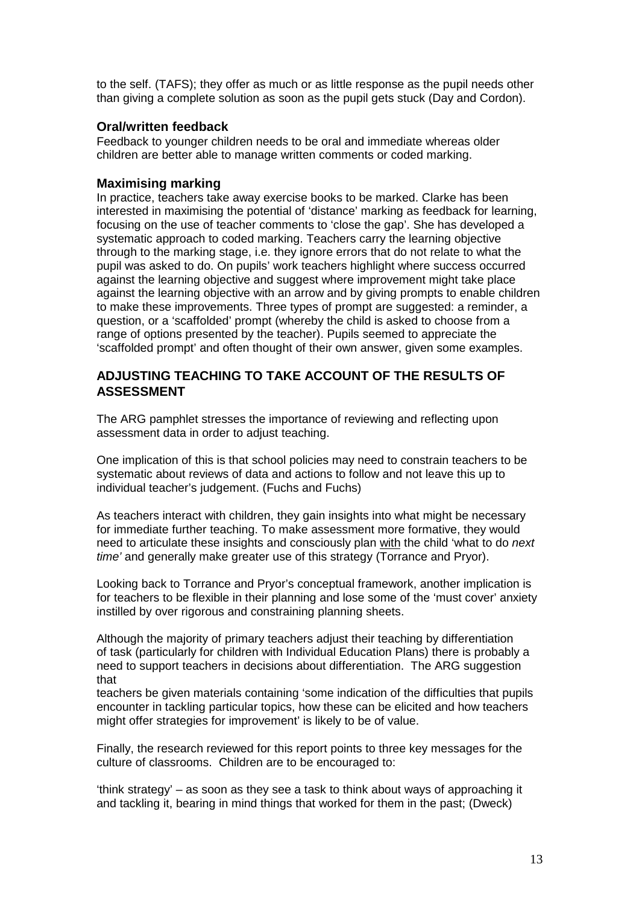to the self. (TAFS); they offer as much or as little response as the pupil needs other than giving a complete solution as soon as the pupil gets stuck (Day and Cordon).

### Oral/written feedback

Feedback to younger children needs to be oral and immediate whereas older children are better able to manage written comments or coded marking.

### Maximising marking

In practice, teachers take away exercise books to be marked. Clarke has been interested in maximising the potential of 'distance' marking as feedback for learning, focusing on the use of teacher comments to 'close the gap'. She has developed a systematic approach to coded marking. Teachers carry the learning objective through to the marking stage, i.e. they ignore errors that do not relate to what the pupil was asked to do. On pupils' work teachers highlight where success occurred against the learning objective and suggest where improvement might take place against the learning objective with an arrow and by giving prompts to enable children to make these improvements. Three types of prompt are suggested: a reminder, a question, or a 'scaffolded' prompt (whereby the child is asked to choose from a range of options presented by the teacher). Pupils seemed to appreciate the 'scaffolded prompt' and often thought of their own answer, given some examples.

## ADJUSTING TEACHING TO TAKE ACCOUNT OF THE RESULTS OF ASSESSMENT

The ARG pamphlet stresses the importance of reviewing and reflecting upon assessment data in order to adjust teaching.

One implication of this is that school policies may need to constrain teachers to be systematic about reviews of data and actions to follow and not leave this up to individual teacher's judgement. (Fuchs and Fuchs)

As teachers interact with children, they gain insights into what might be necessary for immediate further teaching. To make assessment more formative, they would need to articulate these insights and consciously plan <u>with</u> the child 'what to do *next time'* and generally make greater use of this strategy (Torrance and Pryor).

Looking back to Torrance and Pryor's conceptual framework, another implication is for teachers to be flexible in their planning and lose some of the 'must cover' anxiety instilled by over rigorous and constraining planning sheets.

Although the majority of primary teachers adjust their teaching by differentiation of task (particularly for children with Individual Education Plans) there is probably a need to support teachers in decisions about differentiation. The ARG suggestion that
teachers be given materials containing 'some indication of the difficulties that pupils encounter in tackling particular topics, how these can be elicited and how teachers might offer strategies for improvement' is likely to be of value.

Finally, the research reviewed for this report points to three key messages for the culture of classrooms. Children are to be encouraged to:

'think strategy' – as soon as they see a task to think about ways of approaching it and tackling it, bearing in mind things that worked for them in the past; (Dweck)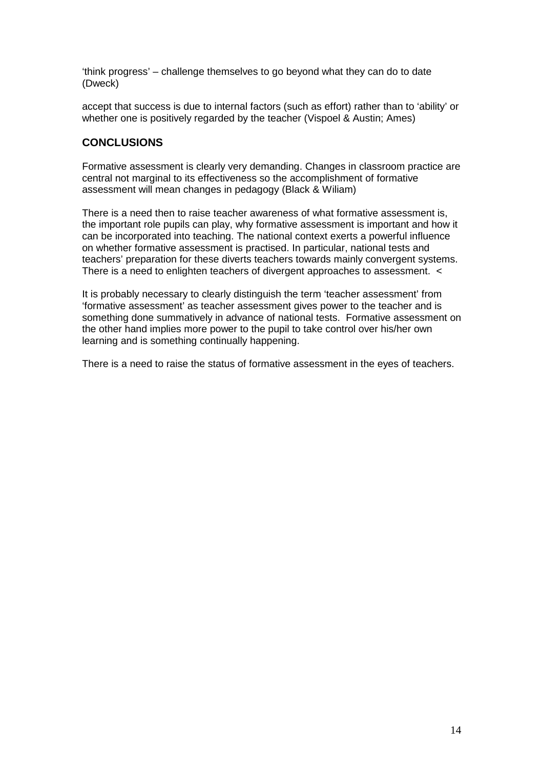'think progress' – challenge themselves to go beyond what they can do to date (Dweck)

accept that success is due to internal factors (such as effort) rather than to 'ability' or whether one is positively regarded by the teacher (Vispoel & Austin; Ames)

## CONCLUSIONS

Formative assessment is clearly very demanding. Changes in classroom practice are central not marginal to its effectiveness so the accomplishment of formative assessment will mean changes in pedagogy (Black & Wiliam)

There is a need then to raise teacher awareness of what formative assessment is, the important role pupils can play, why formative assessment is important and how it can be incorporated into teaching. The national context exerts a powerful influence on whether formative assessment is practised. In particular, national tests and teachers' preparation for these diverts teachers towards mainly convergent systems. There is a need to enlighten teachers of divergent approaches to assessment. <

It is probably necessary to clearly distinguish the term 'teacher assessment' from 'formative assessment' as teacher assessment gives power to the teacher and is something done summatively in advance of national tests. Formative assessment on the other hand implies more power to the pupil to take control over his/her own learning and is something continually happening.

There is a need to raise the status of formative assessment in the eyes of teachers.